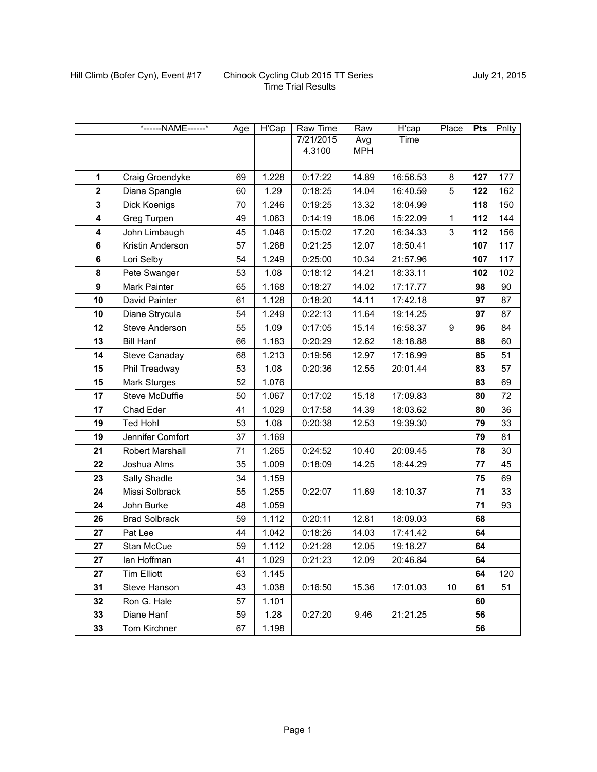Hill Climb (Bofer Cyn), Event #17 Chinook Cycling Club 2015 TT Series July 21, 2015

Time Trial Results

| | *------NAME------* | Age | H'Cap | Raw Time | Raw | H'cap | Place | Pts | Pnlty |
|---|---|---|---|---|---|---|---|---|---|
| | | | | 7/21/2015 | Avg | Time | | | |
| | | | | 4.3100 | MPH | | | | |
| | | | | | | | | | |
| **1** | Craig Groendyke | 69 | 1.228 | 0:17:22 | 14.89 | 16:56.53 | 8 | **127** | 177 |
| **2** | Diana Spangle | 60 | 1.29 | 0:18:25 | 14.04 | 16:40.59 | 5 | **122** | 162 |
| **3** | Dick Koenigs | 70 | 1.246 | 0:19:25 | 13.32 | 18:04.99 | | **118** | 150 |
| **4** | Greg Turpen | 49 | 1.063 | 0:14:19 | 18.06 | 15:22.09 | 1 | **112** | 144 |
| **4** | John Limbaugh | 45 | 1.046 | 0:15:02 | 17.20 | 16:34.33 | 3 | **112** | 156 |
| **6** | Kristin Anderson | 57 | 1.268 | 0:21:25 | 12.07 | 18:50.41 | | **107** | 117 |
| **6** | Lori Selby | 54 | 1.249 | 0:25:00 | 10.34 | 21:57.96 | | **107** | 117 |
| **8** | Pete Swanger | 53 | 1.08 | 0:18:12 | 14.21 | 18:33.11 | | **102** | 102 |
| **9** | Mark Painter | 65 | 1.168 | 0:18:27 | 14.02 | 17:17.77 | | **98** | 90 |
| **10** | David Painter | 61 | 1.128 | 0:18:20 | 14.11 | 17:42.18 | | **97** | 87 |
| **10** | Diane Strycula | 54 | 1.249 | 0:22:13 | 11.64 | 19:14.25 | | **97** | 87 |
| **12** | Steve Anderson | 55 | 1.09 | 0:17:05 | 15.14 | 16:58.37 | 9 | **96** | 84 |
| **13** | Bill Hanf | 66 | 1.183 | 0:20:29 | 12.62 | 18:18.88 | | **88** | 60 |
| **14** | Steve Canaday | 68 | 1.213 | 0:19:56 | 12.97 | 17:16.99 | | **85** | 51 |
| **15** | Phil Treadway | 53 | 1.08 | 0:20:36 | 12.55 | 20:01.44 | | **83** | 57 |
| **15** | Mark Sturges | 52 | 1.076 | | | | | **83** | 69 |
| **17** | Steve McDuffie | 50 | 1.067 | 0:17:02 | 15.18 | 17:09.83 | | **80** | 72 |
| **17** | Chad Eder | 41 | 1.029 | 0:17:58 | 14.39 | 18:03.62 | | **80** | 36 |
| **19** | Ted Hohl | 53 | 1.08 | 0:20:38 | 12.53 | 19:39.30 | | **79** | 33 |
| **19** | Jennifer Comfort | 37 | 1.169 | | | | | **79** | 81 |
| **21** | Robert Marshall | 71 | 1.265 | 0:24:52 | 10.40 | 20:09.45 | | **78** | 30 |
| **22** | Joshua Alms | 35 | 1.009 | 0:18:09 | 14.25 | 18:44.29 | | **77** | 45 |
| **23** | Sally Shadle | 34 | 1.159 | | | | | **75** | 69 |
| **24** | Missi Solbrack | 55 | 1.255 | 0:22:07 | 11.69 | 18:10.37 | | **71** | 33 |
| **24** | John Burke | 48 | 1.059 | | | | | **71** | 93 |
| **26** | Brad Solbrack | 59 | 1.112 | 0:20:11 | 12.81 | 18:09.03 | | **68** | |
| **27** | Pat Lee | 44 | 1.042 | 0:18:26 | 14.03 | 17:41.42 | | **64** | |
| **27** | Stan McCue | 59 | 1.112 | 0:21:28 | 12.05 | 19:18.27 | | **64** | |
| **27** | Ian Hoffman | 41 | 1.029 | 0:21:23 | 12.09 | 20:46.84 | | **64** | |
| **27** | Tim Elliott | 63 | 1.145 | | | | | **64** | 120 |
| **31** | Steve Hanson | 43 | 1.038 | 0:16:50 | 15.36 | 17:01.03 | 10 | **61** | 51 |
| **32** | Ron G. Hale | 57 | 1.101 | | | | | **60** | |
| **33** | Diane Hanf | 59 | 1.28 | 0:27:20 | 9.46 | 21:21.25 | | **56** | |
| **33** | Tom Kirchner | 67 | 1.198 | | | | | **56** | |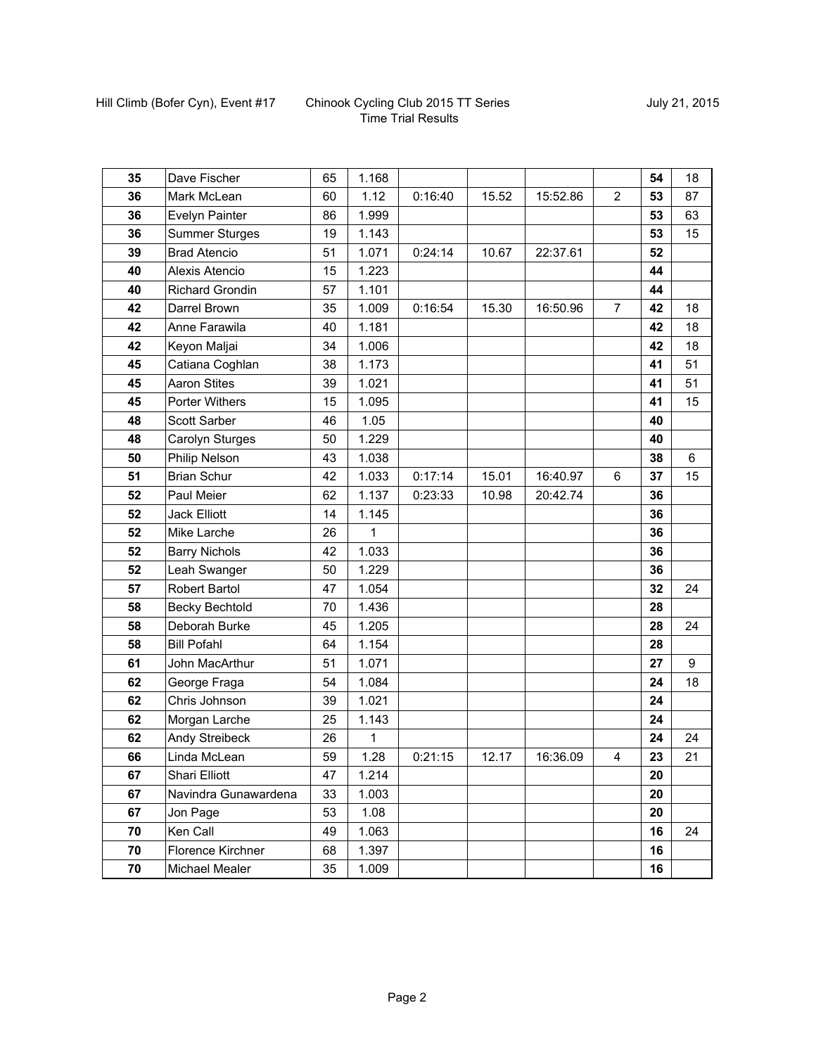Hill Climb (Bofer Cyn), Event #17 — Chinook Cycling Club 2015 TT Series — Time Trial Results — July 21, 2015

| | | | | | | | | | |
|---|---|---|---|---|---|---|---|---|---|
| **35** | Dave Fischer | 65 | 1.168 | | | | | **54** | 18 |
| **36** | Mark McLean | 60 | 1.12 | 0:16:40 | 15.52 | 15:52.86 | 2 | **53** | 87 |
| **36** | Evelyn Painter | 86 | 1.999 | | | | | **53** | 63 |
| **36** | Summer Sturges | 19 | 1.143 | | | | | **53** | 15 |
| **39** | Brad Atencio | 51 | 1.071 | 0:24:14 | 10.67 | 22:37.61 | | **52** | |
| **40** | Alexis Atencio | 15 | 1.223 | | | | | **44** | |
| **40** | Richard Grondin | 57 | 1.101 | | | | | **44** | |
| **42** | Darrel Brown | 35 | 1.009 | 0:16:54 | 15.30 | 16:50.96 | 7 | **42** | 18 |
| **42** | Anne Farawila | 40 | 1.181 | | | | | **42** | 18 |
| **42** | Keyon Maljai | 34 | 1.006 | | | | | **42** | 18 |
| **45** | Catiana Coghlan | 38 | 1.173 | | | | | **41** | 51 |
| **45** | Aaron Stites | 39 | 1.021 | | | | | **41** | 51 |
| **45** | Porter Withers | 15 | 1.095 | | | | | **41** | 15 |
| **48** | Scott Sarber | 46 | 1.05 | | | | | **40** | |
| **48** | Carolyn Sturges | 50 | 1.229 | | | | | **40** | |
| **50** | Philip Nelson | 43 | 1.038 | | | | | **38** | 6 |
| **51** | Brian Schur | 42 | 1.033 | 0:17:14 | 15.01 | 16:40.97 | 6 | **37** | 15 |
| **52** | Paul Meier | 62 | 1.137 | 0:23:33 | 10.98 | 20:42.74 | | **36** | |
| **52** | Jack Elliott | 14 | 1.145 | | | | | **36** | |
| **52** | Mike Larche | 26 | 1 | | | | | **36** | |
| **52** | Barry Nichols | 42 | 1.033 | | | | | **36** | |
| **52** | Leah Swanger | 50 | 1.229 | | | | | **36** | |
| **57** | Robert Bartol | 47 | 1.054 | | | | | **32** | 24 |
| **58** | Becky Bechtold | 70 | 1.436 | | | | | **28** | |
| **58** | Deborah Burke | 45 | 1.205 | | | | | **28** | 24 |
| **58** | Bill Pofahl | 64 | 1.154 | | | | | **28** | |
| **61** | John MacArthur | 51 | 1.071 | | | | | **27** | 9 |
| **62** | George Fraga | 54 | 1.084 | | | | | **24** | 18 |
| **62** | Chris Johnson | 39 | 1.021 | | | | | **24** | |
| **62** | Morgan Larche | 25 | 1.143 | | | | | **24** | |
| **62** | Andy Streibeck | 26 | 1 | | | | | **24** | 24 |
| **66** | Linda McLean | 59 | 1.28 | 0:21:15 | 12.17 | 16:36.09 | 4 | **23** | 21 |
| **67** | Shari Elliott | 47 | 1.214 | | | | | **20** | |
| **67** | Navindra Gunawardena | 33 | 1.003 | | | | | **20** | |
| **67** | Jon Page | 53 | 1.08 | | | | | **20** | |
| **70** | Ken Call | 49 | 1.063 | | | | | **16** | 24 |
| **70** | Florence Kirchner | 68 | 1.397 | | | | | **16** | |
| **70** | Michael Mealer | 35 | 1.009 | | | | | **16** | |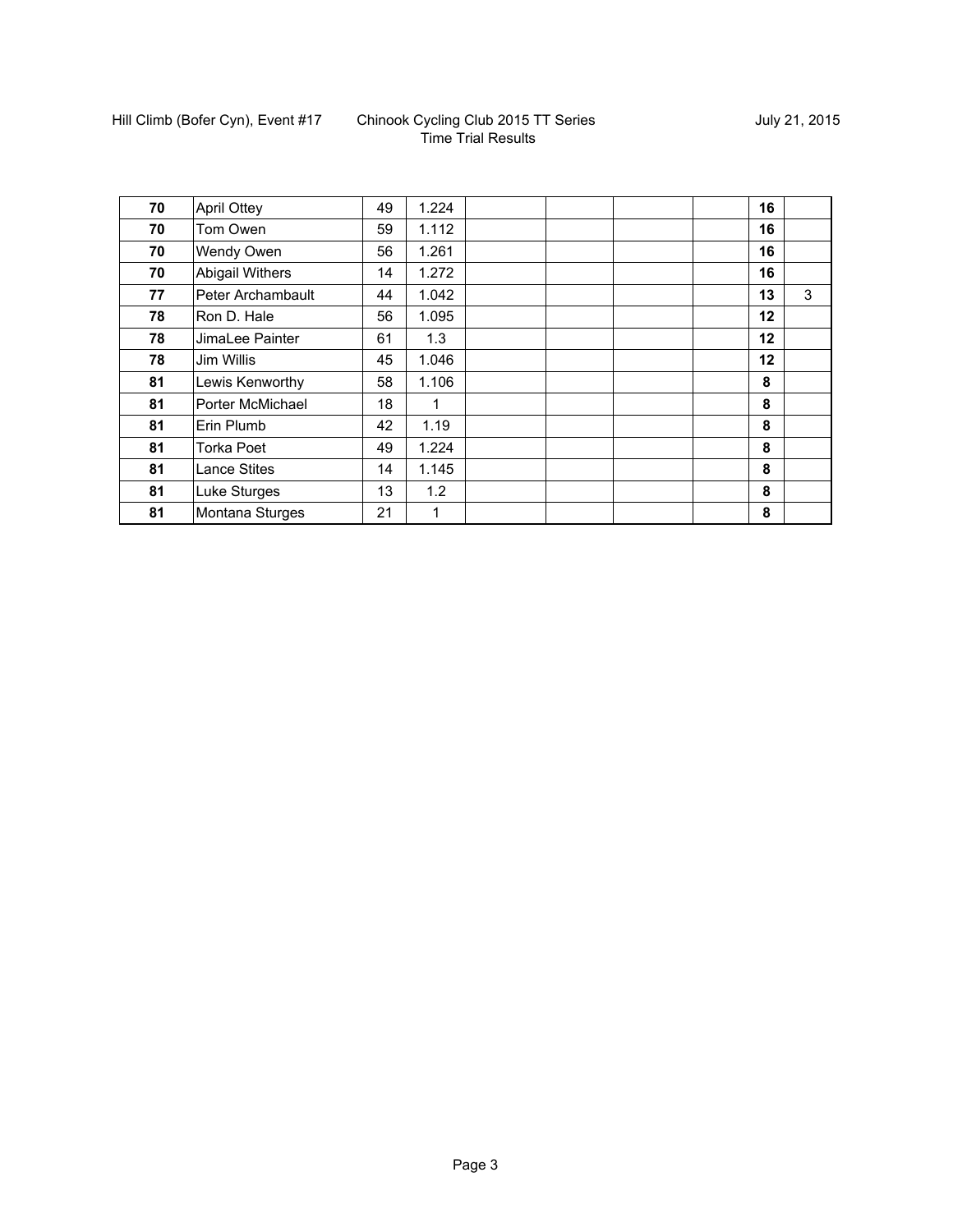Hill Climb (Bofer Cyn), Event #17 — Chinook Cycling Club 2015 TT Series — Time Trial Results — July 21, 2015

| | | | | | | | | | |
|---|---|---|---|---|---|---|---|---|---|
| **70** | April Ottey | 49 | 1.224 | | | | | **16** | |
| **70** | Tom Owen | 59 | 1.112 | | | | | **16** | |
| **70** | Wendy Owen | 56 | 1.261 | | | | | **16** | |
| **70** | Abigail Withers | 14 | 1.272 | | | | | **16** | |
| **77** | Peter Archambault | 44 | 1.042 | | | | | **13** | 3 |
| **78** | Ron D. Hale | 56 | 1.095 | | | | | **12** | |
| **78** | JimaLee Painter | 61 | 1.3 | | | | | **12** | |
| **78** | Jim Willis | 45 | 1.046 | | | | | **12** | |
| **81** | Lewis Kenworthy | 58 | 1.106 | | | | | **8** | |
| **81** | Porter McMichael | 18 | 1 | | | | | **8** | |
| **81** | Erin Plumb | 42 | 1.19 | | | | | **8** | |
| **81** | Torka Poet | 49 | 1.224 | | | | | **8** | |
| **81** | Lance Stites | 14 | 1.145 | | | | | **8** | |
| **81** | Luke Sturges | 13 | 1.2 | | | | | **8** | |
| **81** | Montana Sturges | 21 | 1 | | | | | **8** | |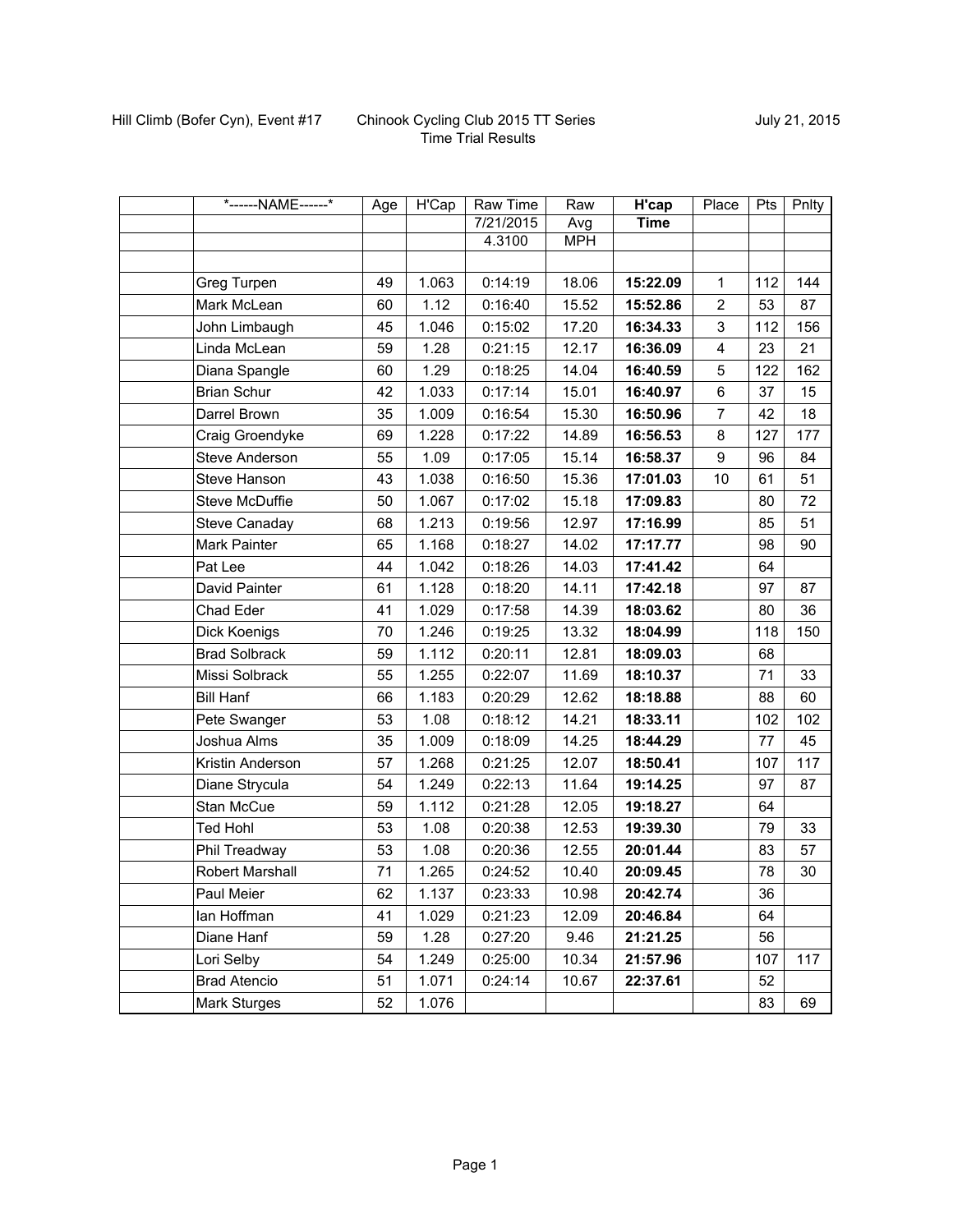Hill Climb (Bofer Cyn), Event #17

Chinook Cycling Club 2015 TT Series
Time Trial Results

July 21, 2015

| | *------NAME------* | Age | H'Cap | Raw Time | Raw | **H'cap** | Place | Pts | Pnlty |
|---|---|---|---|---|---|---|---|---|---|
| | | | | 7/21/2015 | Avg | **Time** | | | |
| | | | | 4.3100 | MPH | | | | |
| | | | | | | | | | |
| | Greg Turpen | 49 | 1.063 | 0:14:19 | 18.06 | **15:22.09** | 1 | 112 | 144 |
| | Mark McLean | 60 | 1.12 | 0:16:40 | 15.52 | **15:52.86** | 2 | 53 | 87 |
| | John Limbaugh | 45 | 1.046 | 0:15:02 | 17.20 | **16:34.33** | 3 | 112 | 156 |
| | Linda McLean | 59 | 1.28 | 0:21:15 | 12.17 | **16:36.09** | 4 | 23 | 21 |
| | Diana Spangle | 60 | 1.29 | 0:18:25 | 14.04 | **16:40.59** | 5 | 122 | 162 |
| | Brian Schur | 42 | 1.033 | 0:17:14 | 15.01 | **16:40.97** | 6 | 37 | 15 |
| | Darrel Brown | 35 | 1.009 | 0:16:54 | 15.30 | **16:50.96** | 7 | 42 | 18 |
| | Craig Groendyke | 69 | 1.228 | 0:17:22 | 14.89 | **16:56.53** | 8 | 127 | 177 |
| | Steve Anderson | 55 | 1.09 | 0:17:05 | 15.14 | **16:58.37** | 9 | 96 | 84 |
| | Steve Hanson | 43 | 1.038 | 0:16:50 | 15.36 | **17:01.03** | 10 | 61 | 51 |
| | Steve McDuffie | 50 | 1.067 | 0:17:02 | 15.18 | **17:09.83** | | 80 | 72 |
| | Steve Canaday | 68 | 1.213 | 0:19:56 | 12.97 | **17:16.99** | | 85 | 51 |
| | Mark Painter | 65 | 1.168 | 0:18:27 | 14.02 | **17:17.77** | | 98 | 90 |
| | Pat Lee | 44 | 1.042 | 0:18:26 | 14.03 | **17:41.42** | | 64 | |
| | David Painter | 61 | 1.128 | 0:18:20 | 14.11 | **17:42.18** | | 97 | 87 |
| | Chad Eder | 41 | 1.029 | 0:17:58 | 14.39 | **18:03.62** | | 80 | 36 |
| | Dick Koenigs | 70 | 1.246 | 0:19:25 | 13.32 | **18:04.99** | | 118 | 150 |
| | Brad Solbrack | 59 | 1.112 | 0:20:11 | 12.81 | **18:09.03** | | 68 | |
| | Missi Solbrack | 55 | 1.255 | 0:22:07 | 11.69 | **18:10.37** | | 71 | 33 |
| | Bill Hanf | 66 | 1.183 | 0:20:29 | 12.62 | **18:18.88** | | 88 | 60 |
| | Pete Swanger | 53 | 1.08 | 0:18:12 | 14.21 | **18:33.11** | | 102 | 102 |
| | Joshua Alms | 35 | 1.009 | 0:18:09 | 14.25 | **18:44.29** | | 77 | 45 |
| | Kristin Anderson | 57 | 1.268 | 0:21:25 | 12.07 | **18:50.41** | | 107 | 117 |
| | Diane Strycula | 54 | 1.249 | 0:22:13 | 11.64 | **19:14.25** | | 97 | 87 |
| | Stan McCue | 59 | 1.112 | 0:21:28 | 12.05 | **19:18.27** | | 64 | |
| | Ted Hohl | 53 | 1.08 | 0:20:38 | 12.53 | **19:39.30** | | 79 | 33 |
| | Phil Treadway | 53 | 1.08 | 0:20:36 | 12.55 | **20:01.44** | | 83 | 57 |
| | Robert Marshall | 71 | 1.265 | 0:24:52 | 10.40 | **20:09.45** | | 78 | 30 |
| | Paul Meier | 62 | 1.137 | 0:23:33 | 10.98 | **20:42.74** | | 36 | |
| | Ian Hoffman | 41 | 1.029 | 0:21:23 | 12.09 | **20:46.84** | | 64 | |
| | Diane Hanf | 59 | 1.28 | 0:27:20 | 9.46 | **21:21.25** | | 56 | |
| | Lori Selby | 54 | 1.249 | 0:25:00 | 10.34 | **21:57.96** | | 107 | 117 |
| | Brad Atencio | 51 | 1.071 | 0:24:14 | 10.67 | **22:37.61** | | 52 | |
| | Mark Sturges | 52 | 1.076 | | | | | 83 | 69 |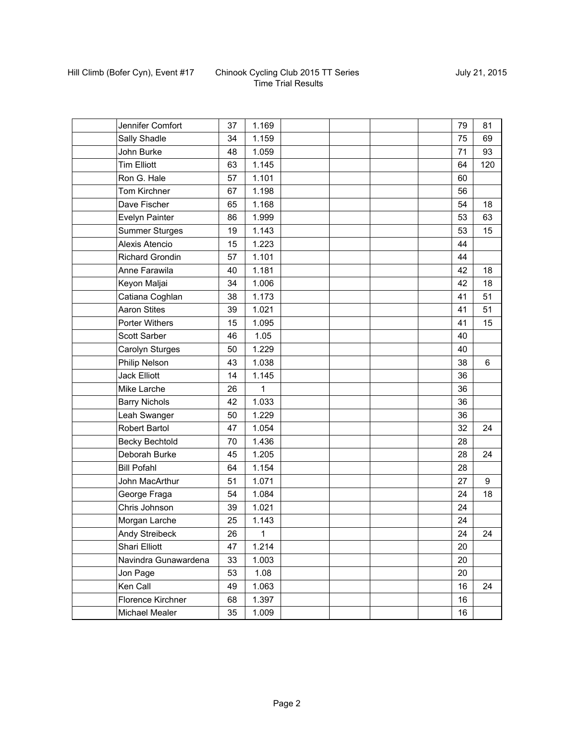| | | | | | | | | | |
|---|---|---|---|---|---|---|---|---|---|
| | Jennifer Comfort | 37 | 1.169 | | | | | 79 | 81 |
| | Sally Shadle | 34 | 1.159 | | | | | 75 | 69 |
| | John Burke | 48 | 1.059 | | | | | 71 | 93 |
| | Tim Elliott | 63 | 1.145 | | | | | 64 | 120 |
| | Ron G. Hale | 57 | 1.101 | | | | | 60 | |
| | Tom Kirchner | 67 | 1.198 | | | | | 56 | |
| | Dave Fischer | 65 | 1.168 | | | | | 54 | 18 |
| | Evelyn Painter | 86 | 1.999 | | | | | 53 | 63 |
| | Summer Sturges | 19 | 1.143 | | | | | 53 | 15 |
| | Alexis Atencio | 15 | 1.223 | | | | | 44 | |
| | Richard Grondin | 57 | 1.101 | | | | | 44 | |
| | Anne Farawila | 40 | 1.181 | | | | | 42 | 18 |
| | Keyon Maljai | 34 | 1.006 | | | | | 42 | 18 |
| | Catiana Coghlan | 38 | 1.173 | | | | | 41 | 51 |
| | Aaron Stites | 39 | 1.021 | | | | | 41 | 51 |
| | Porter Withers | 15 | 1.095 | | | | | 41 | 15 |
| | Scott Sarber | 46 | 1.05 | | | | | 40 | |
| | Carolyn Sturges | 50 | 1.229 | | | | | 40 | |
| | Philip Nelson | 43 | 1.038 | | | | | 38 | 6 |
| | Jack Elliott | 14 | 1.145 | | | | | 36 | |
| | Mike Larche | 26 | 1 | | | | | 36 | |
| | Barry Nichols | 42 | 1.033 | | | | | 36 | |
| | Leah Swanger | 50 | 1.229 | | | | | 36 | |
| | Robert Bartol | 47 | 1.054 | | | | | 32 | 24 |
| | Becky Bechtold | 70 | 1.436 | | | | | 28 | |
| | Deborah Burke | 45 | 1.205 | | | | | 28 | 24 |
| | Bill Pofahl | 64 | 1.154 | | | | | 28 | |
| | John MacArthur | 51 | 1.071 | | | | | 27 | 9 |
| | George Fraga | 54 | 1.084 | | | | | 24 | 18 |
| | Chris Johnson | 39 | 1.021 | | | | | 24 | |
| | Morgan Larche | 25 | 1.143 | | | | | 24 | |
| | Andy Streibeck | 26 | 1 | | | | | 24 | 24 |
| | Shari Elliott | 47 | 1.214 | | | | | 20 | |
| | Navindra Gunawardena | 33 | 1.003 | | | | | 20 | |
| | Jon Page | 53 | 1.08 | | | | | 20 | |
| | Ken Call | 49 | 1.063 | | | | | 16 | 24 |
| | Florence Kirchner | 68 | 1.397 | | | | | 16 | |
| | Michael Mealer | 35 | 1.009 | | | | | 16 | |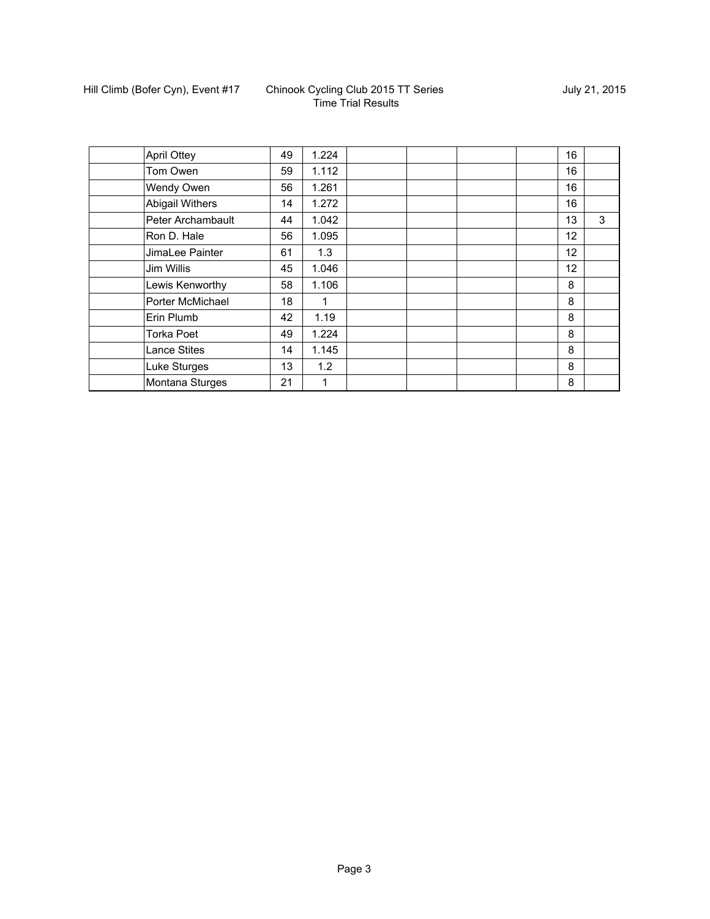| | | | | | | | | | |
|---|---|---|---|---|---|---|---|---|---|
| | April Ottey | 49 | 1.224 | | | | | 16 | |
| | Tom Owen | 59 | 1.112 | | | | | 16 | |
| | Wendy Owen | 56 | 1.261 | | | | | 16 | |
| | Abigail Withers | 14 | 1.272 | | | | | 16 | |
| | Peter Archambault | 44 | 1.042 | | | | | 13 | 3 |
| | Ron D. Hale | 56 | 1.095 | | | | | 12 | |
| | JimaLee Painter | 61 | 1.3 | | | | | 12 | |
| | Jim Willis | 45 | 1.046 | | | | | 12 | |
| | Lewis Kenworthy | 58 | 1.106 | | | | | 8 | |
| | Porter McMichael | 18 | 1 | | | | | 8 | |
| | Erin Plumb | 42 | 1.19 | | | | | 8 | |
| | Torka Poet | 49 | 1.224 | | | | | 8 | |
| | Lance Stites | 14 | 1.145 | | | | | 8 | |
| | Luke Sturges | 13 | 1.2 | | | | | 8 | |
| | Montana Sturges | 21 | 1 | | | | | 8 | |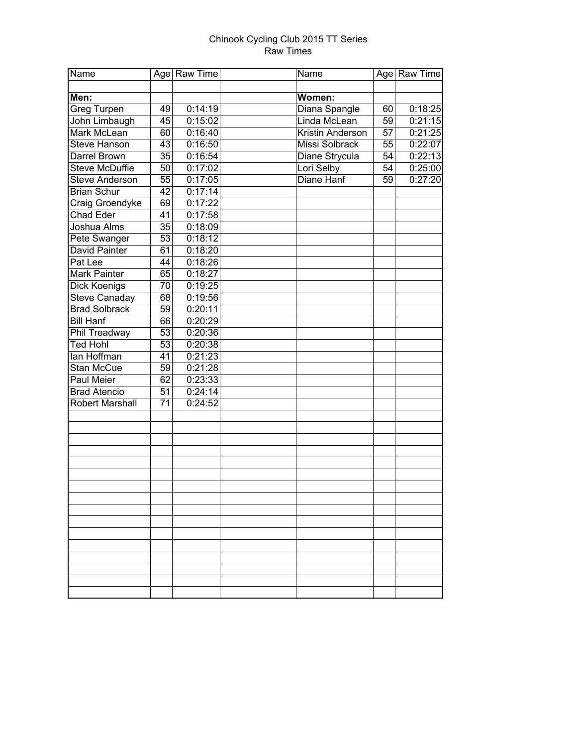# Chinook Cycling Club 2015 TT Series

## Raw Times

| Name | Age | Raw Time | | Name | Age | Raw Time |
|---|---|---|---|---|---|---|
| | | | | | | |
| **Men:** | | | | **Women:** | | |
| Greg Turpen | 49 | 0:14:19 | | Diana Spangle | 60 | 0:18:25 |
| John Limbaugh | 45 | 0:15:02 | | Linda McLean | 59 | 0:21:15 |
| Mark McLean | 60 | 0:16:40 | | Kristin Anderson | 57 | 0:21:25 |
| Steve Hanson | 43 | 0:16:50 | | Missi Solbrack | 55 | 0:22:07 |
| Darrel Brown | 35 | 0:16:54 | | Diane Strycula | 54 | 0:22:13 |
| Steve McDuffie | 50 | 0:17:02 | | Lori Selby | 54 | 0:25:00 |
| Steve Anderson | 55 | 0:17:05 | | Diane Hanf | 59 | 0:27:20 |
| Brian Schur | 42 | 0:17:14 | | | | |
| Craig Groendyke | 69 | 0:17:22 | | | | |
| Chad Eder | 41 | 0:17:58 | | | | |
| Joshua Alms | 35 | 0:18:09 | | | | |
| Pete Swanger | 53 | 0:18:12 | | | | |
| David Painter | 61 | 0:18:20 | | | | |
| Pat Lee | 44 | 0:18:26 | | | | |
| Mark Painter | 65 | 0:18:27 | | | | |
| Dick Koenigs | 70 | 0:19:25 | | | | |
| Steve Canaday | 68 | 0:19:56 | | | | |
| Brad Solbrack | 59 | 0:20:11 | | | | |
| Bill Hanf | 66 | 0:20:29 | | | | |
| Phil Treadway | 53 | 0:20:36 | | | | |
| Ted Hohl | 53 | 0:20:38 | | | | |
| Ian Hoffman | 41 | 0:21:23 | | | | |
| Stan McCue | 59 | 0:21:28 | | | | |
| Paul Meier | 62 | 0:23:33 | | | | |
| Brad Atencio | 51 | 0:24:14 | | | | |
| Robert Marshall | 71 | 0:24:52 | | | | |